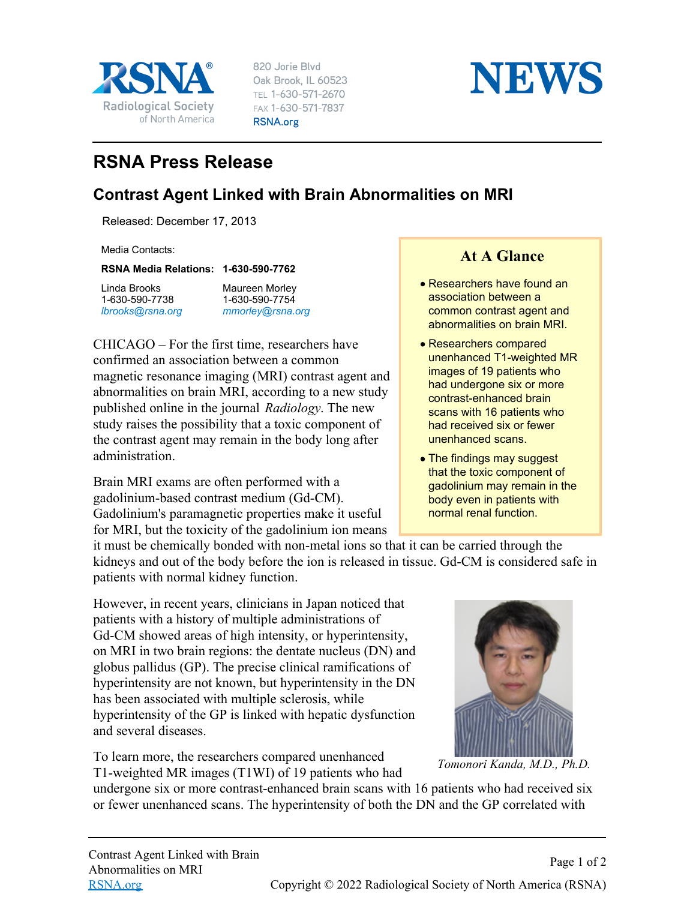# RSNA Press Release

## Contrast Agent Linked with Brain Abnormalities on MRI

Released: December 17, 2013

Media Contacts:

**RSNA Media Relations: 1-630-590-7762**

Linda Brooks
1-630-590-7738
*lbrooks@rsna.org*

Maureen Morley
1-630-590-7754
*mmorley@rsna.org*

### At A Glance

- Researchers have found an association between a common contrast agent and abnormalities on brain MRI.
- Researchers compared unenhanced T1-weighted MR images of 19 patients who had undergone six or more contrast-enhanced brain scans with 16 patients who had received six or fewer unenhanced scans.
- The findings may suggest that the toxic component of gadolinium may remain in the body even in patients with normal renal function.

CHICAGO – For the first time, researchers have confirmed an association between a common magnetic resonance imaging (MRI) contrast agent and abnormalities on brain MRI, according to a new study published online in the journal *Radiology*. The new study raises the possibility that a toxic component of the contrast agent may remain in the body long after administration.

Brain MRI exams are often performed with a gadolinium-based contrast medium (Gd-CM). Gadolinium's paramagnetic properties make it useful for MRI, but the toxicity of the gadolinium ion means it must be chemically bonded with non-metal ions so that it can be carried through the kidneys and out of the body before the ion is released in tissue. Gd-CM is considered safe in patients with normal kidney function.

However, in recent years, clinicians in Japan noticed that patients with a history of multiple administrations of Gd-CM showed areas of high intensity, or hyperintensity, on MRI in two brain regions: the dentate nucleus (DN) and globus pallidus (GP). The precise clinical ramifications of hyperintensity are not known, but hyperintensity in the DN has been associated with multiple sclerosis, while hyperintensity of the GP is linked with hepatic dysfunction and several diseases.

*Tomonori Kanda, M.D., Ph.D.*

To learn more, the researchers compared unenhanced T1-weighted MR images (T1WI) of 19 patients who had undergone six or more contrast-enhanced brain scans with 16 patients who had received six or fewer unenhanced scans. The hyperintensity of both the DN and the GP correlated with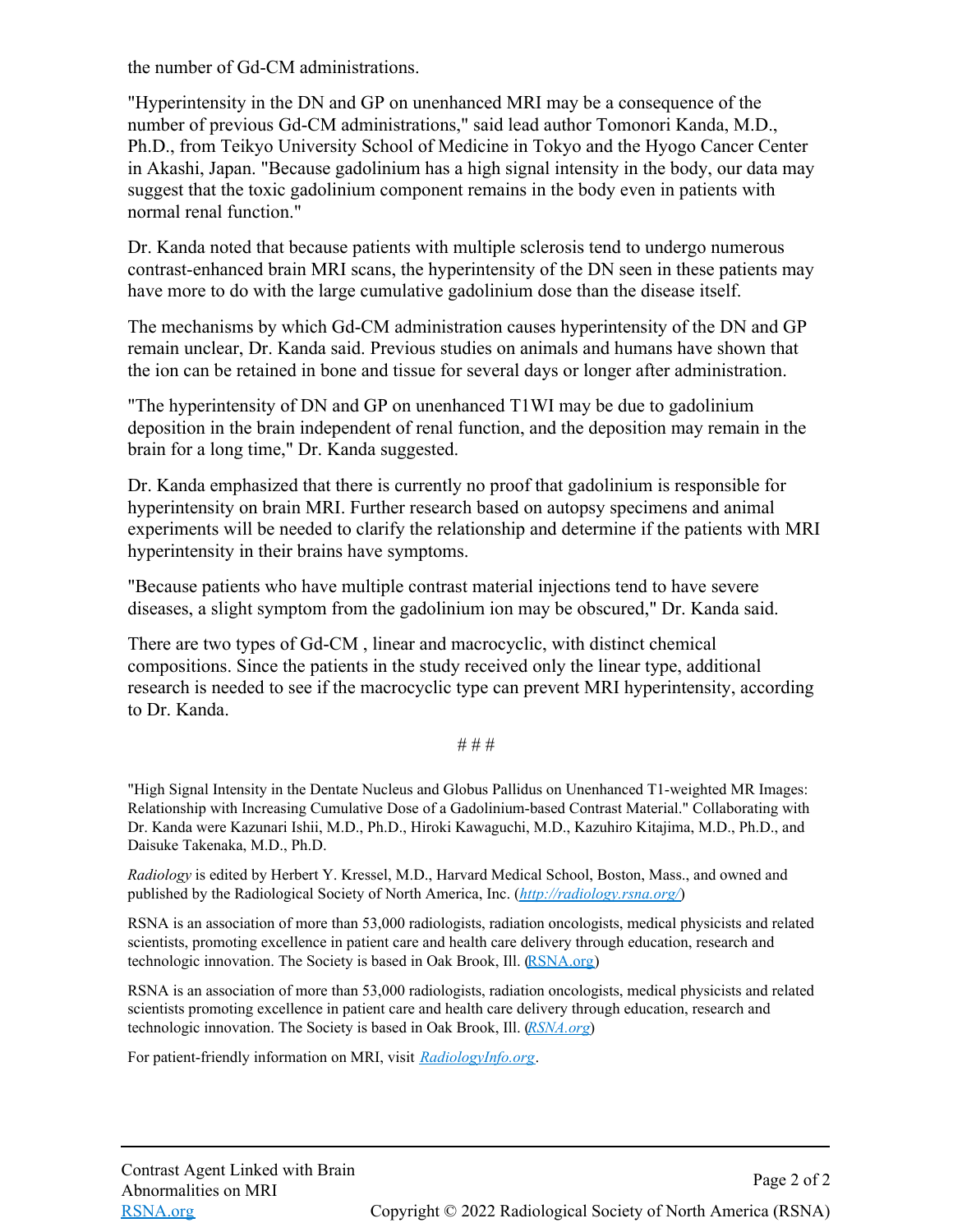the number of Gd-CM administrations.

"Hyperintensity in the DN and GP on unenhanced MRI may be a consequence of the number of previous Gd-CM administrations," said lead author Tomonori Kanda, M.D., Ph.D., from Teikyo University School of Medicine in Tokyo and the Hyogo Cancer Center in Akashi, Japan. "Because gadolinium has a high signal intensity in the body, our data may suggest that the toxic gadolinium component remains in the body even in patients with normal renal function."

Dr. Kanda noted that because patients with multiple sclerosis tend to undergo numerous contrast-enhanced brain MRI scans, the hyperintensity of the DN seen in these patients may have more to do with the large cumulative gadolinium dose than the disease itself.

The mechanisms by which Gd-CM administration causes hyperintensity of the DN and GP remain unclear, Dr. Kanda said. Previous studies on animals and humans have shown that the ion can be retained in bone and tissue for several days or longer after administration.

"The hyperintensity of DN and GP on unenhanced T1WI may be due to gadolinium deposition in the brain independent of renal function, and the deposition may remain in the brain for a long time," Dr. Kanda suggested.

Dr. Kanda emphasized that there is currently no proof that gadolinium is responsible for hyperintensity on brain MRI. Further research based on autopsy specimens and animal experiments will be needed to clarify the relationship and determine if the patients with MRI hyperintensity in their brains have symptoms.

"Because patients who have multiple contrast material injections tend to have severe diseases, a slight symptom from the gadolinium ion may be obscured," Dr. Kanda said.

There are two types of Gd-CM , linear and macrocyclic, with distinct chemical compositions. Since the patients in the study received only the linear type, additional research is needed to see if the macrocyclic type can prevent MRI hyperintensity, according to Dr. Kanda.

# # #

"High Signal Intensity in the Dentate Nucleus and Globus Pallidus on Unenhanced T1-weighted MR Images: Relationship with Increasing Cumulative Dose of a Gadolinium-based Contrast Material." Collaborating with Dr. Kanda were Kazunari Ishii, M.D., Ph.D., Hiroki Kawaguchi, M.D., Kazuhiro Kitajima, M.D., Ph.D., and Daisuke Takenaka, M.D., Ph.D.

*Radiology* is edited by Herbert Y. Kressel, M.D., Harvard Medical School, Boston, Mass., and owned and published by the Radiological Society of North America, Inc. (*http://radiology.rsna.org/*)

RSNA is an association of more than 53,000 radiologists, radiation oncologists, medical physicists and related scientists, promoting excellence in patient care and health care delivery through education, research and technologic innovation. The Society is based in Oak Brook, Ill. (RSNA.org)

RSNA is an association of more than 53,000 radiologists, radiation oncologists, medical physicists and related scientists promoting excellence in patient care and health care delivery through education, research and technologic innovation. The Society is based in Oak Brook, Ill. (*RSNA.org*)

For patient-friendly information on MRI, visit *RadiologyInfo.org*.